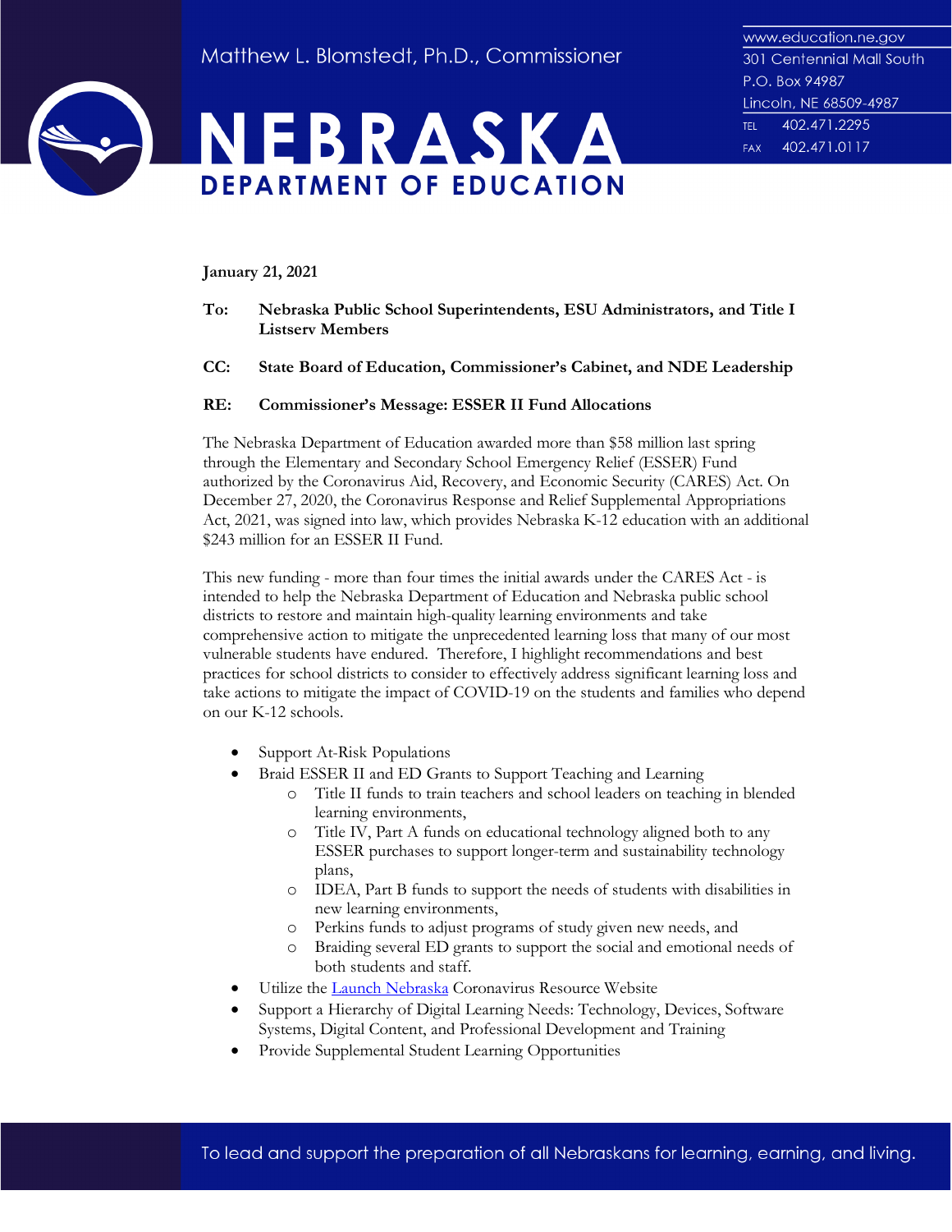Matthew L. Blomstedt, Ph.D., Commissioner

# NEBRASKA DEPARTMENT OF EDUCATION

www.education.ne.gov
301 Centennial Mall South
P.O. Box 94987
Lincoln, NE 68509-4987
TEL 402.471.2295
FAX 402.471.0117

**January 21, 2021**

**To:** **Nebraska Public School Superintendents, ESU Administrators, and Title I Listserv Members**

**CC:** **State Board of Education, Commissioner's Cabinet, and NDE Leadership**

**RE:** **Commissioner's Message: ESSER II Fund Allocations**

The Nebraska Department of Education awarded more than $58 million last spring through the Elementary and Secondary School Emergency Relief (ESSER) Fund authorized by the Coronavirus Aid, Recovery, and Economic Security (CARES) Act. On December 27, 2020, the Coronavirus Response and Relief Supplemental Appropriations Act, 2021, was signed into law, which provides Nebraska K-12 education with an additional $243 million for an ESSER II Fund.

This new funding - more than four times the initial awards under the CARES Act - is intended to help the Nebraska Department of Education and Nebraska public school districts to restore and maintain high-quality learning environments and take comprehensive action to mitigate the unprecedented learning loss that many of our most vulnerable students have endured. Therefore, I highlight recommendations and best practices for school districts to consider to effectively address significant learning loss and take actions to mitigate the impact of COVID-19 on the students and families who depend on our K-12 schools.

- Support At-Risk Populations
- Braid ESSER II and ED Grants to Support Teaching and Learning
  - Title II funds to train teachers and school leaders on teaching in blended learning environments,
  - Title IV, Part A funds on educational technology aligned both to any ESSER purchases to support longer-term and sustainability technology plans,
  - IDEA, Part B funds to support the needs of students with disabilities in new learning environments,
  - Perkins funds to adjust programs of study given new needs, and
  - Braiding several ED grants to support the social and emotional needs of both students and staff.
- Utilize the Launch Nebraska Coronavirus Resource Website
- Support a Hierarchy of Digital Learning Needs: Technology, Devices, Software Systems, Digital Content, and Professional Development and Training
- Provide Supplemental Student Learning Opportunities

To lead and support the preparation of all Nebraskans for learning, earning, and living.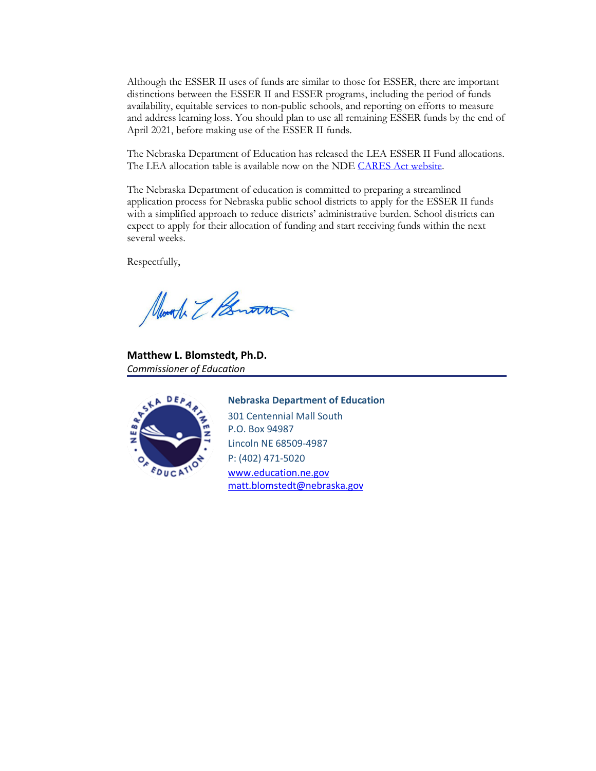Although the ESSER II uses of funds are similar to those for ESSER, there are important distinctions between the ESSER II and ESSER programs, including the period of funds availability, equitable services to non-public schools, and reporting on efforts to measure and address learning loss. You should plan to use all remaining ESSER funds by the end of April 2021, before making use of the ESSER II funds.

The Nebraska Department of Education has released the LEA ESSER II Fund allocations. The LEA allocation table is available now on the NDE CARES Act website.

The Nebraska Department of education is committed to preparing a streamlined application process for Nebraska public school districts to apply for the ESSER II funds with a simplified approach to reduce districts' administrative burden. School districts can expect to apply for their allocation of funding and start receiving funds within the next several weeks.

Respectfully,

**Matthew L. Blomstedt, Ph.D.**
*Commissioner of Education*

**Nebraska Department of Education**
301 Centennial Mall South
P.O. Box 94987
Lincoln NE 68509-4987
P: (402) 471-5020
www.education.ne.gov
matt.blomstedt@nebraska.gov